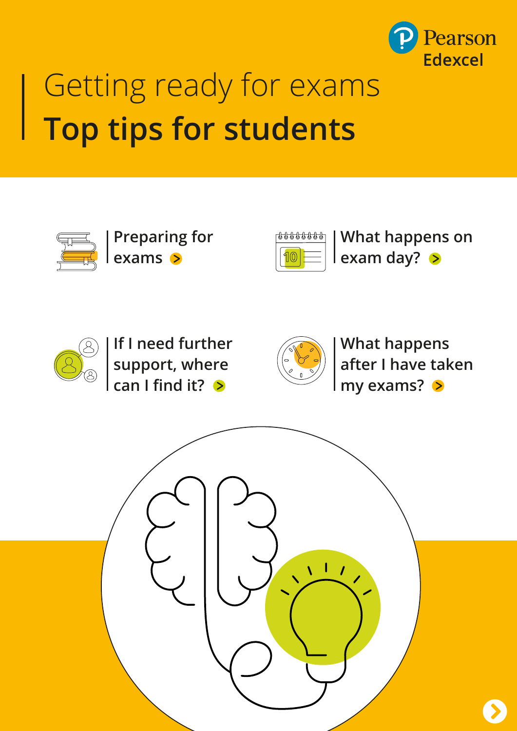Pearson Edexcel

# Getting ready for exams
# **Top tips for students**

- Preparing for exams
- What happens on exam day?
- If I need further support, where can I find it?
- What happens after I have taken my exams?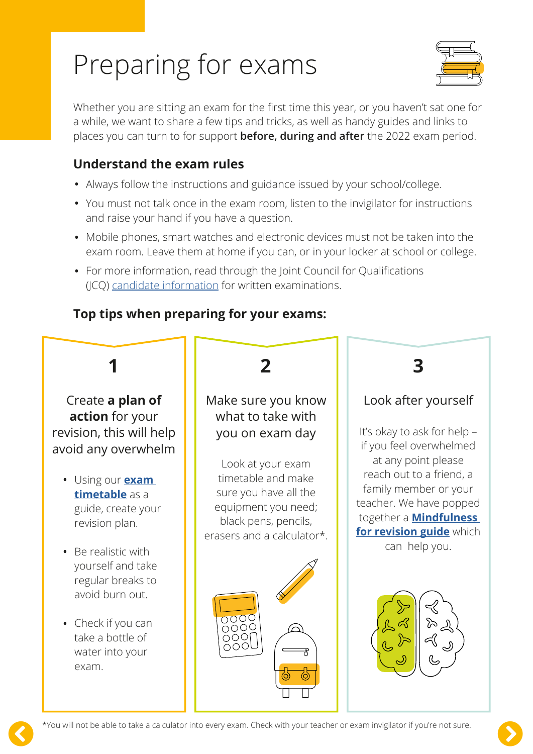# Preparing for exams

Whether you are sitting an exam for the first time this year, or you haven't sat one for a while, we want to share a few tips and tricks, as well as handy guides and links to places you can turn to for support **before, during and after** the 2022 exam period.

## Understand the exam rules

- Always follow the instructions and guidance issued by your school/college.
- You must not talk once in the exam room, listen to the invigilator for instructions and raise your hand if you have a question.
- Mobile phones, smart watches and electronic devices must not be taken into the exam room. Leave them at home if you can, or in your locker at school or college.
- For more information, read through the Joint Council for Qualifications (JCQ) candidate information for written examinations.

## Top tips when preparing for your exams:

### 1

Create **a plan of action** for your revision, this will help avoid any overwhelm

- Using our **exam timetable** as a guide, create your revision plan.
- Be realistic with yourself and take regular breaks to avoid burn out.
- Check if you can take a bottle of water into your exam.

### 2

Make sure you know what to take with you on exam day

Look at your exam timetable and make sure you have all the equipment you need; black pens, pencils, erasers and a calculator*.

### 3

Look after yourself

It's okay to ask for help – if you feel overwhelmed at any point please reach out to a friend, a family member or your teacher. We have popped together a **Mindfulness for revision guide** which can help you.

*You will not be able to take a calculator into every exam. Check with your teacher or exam invigilator if you're not sure.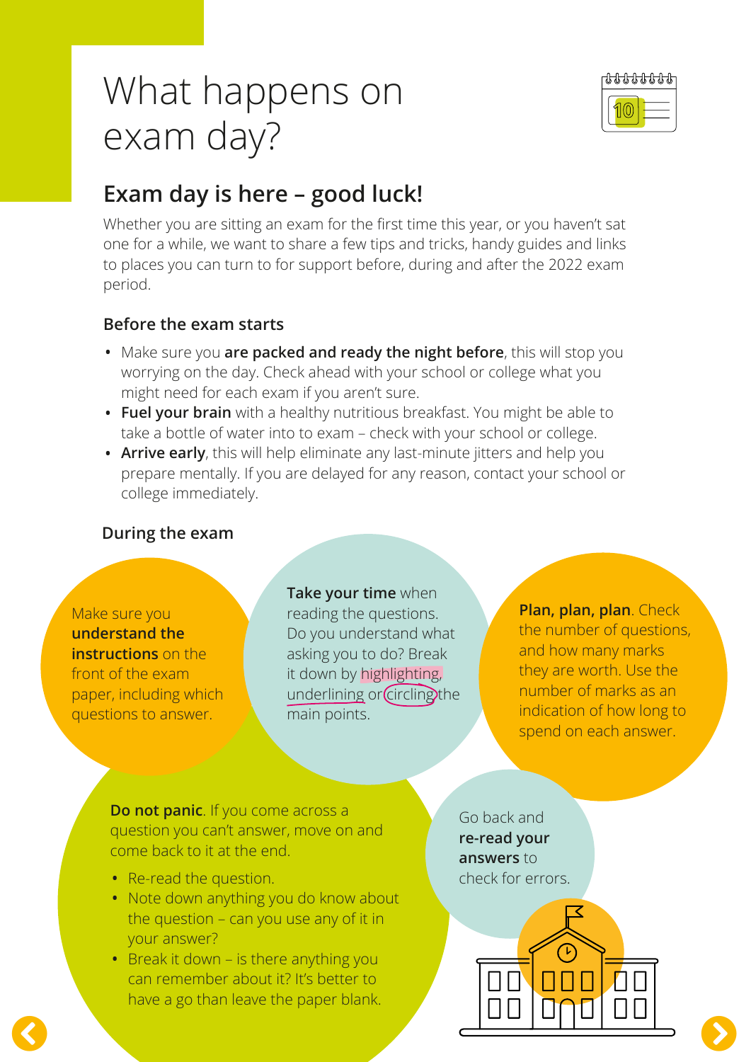# What happens on exam day?

## Exam day is here – good luck!

Whether you are sitting an exam for the first time this year, or you haven't sat one for a while, we want to share a few tips and tricks, handy guides and links to places you can turn to for support before, during and after the 2022 exam period.

### Before the exam starts

- Make sure you **are packed and ready the night before**, this will stop you worrying on the day. Check ahead with your school or college what you might need for each exam if you aren't sure.
- **Fuel your brain** with a healthy nutritious breakfast. You might be able to take a bottle of water into to exam – check with your school or college.
- **Arrive early**, this will help eliminate any last-minute jitters and help you prepare mentally. If you are delayed for any reason, contact your school or college immediately.

### During the exam

Make sure you **understand the instructions** on the front of the exam paper, including which questions to answer.

**Take your time** when reading the questions. Do you understand what asking you to do? Break it down by highlighting, underlining or circling the main points.

**Plan, plan, plan**. Check the number of questions, and how many marks they are worth. Use the number of marks as an indication of how long to spend on each answer.

**Do not panic**. If you come across a question you can't answer, move on and come back to it at the end.

- Re-read the question.
- Note down anything you do know about the question – can you use any of it in your answer?
- Break it down – is there anything you can remember about it? It's better to have a go than leave the paper blank.

Go back and **re-read your answers** to check for errors.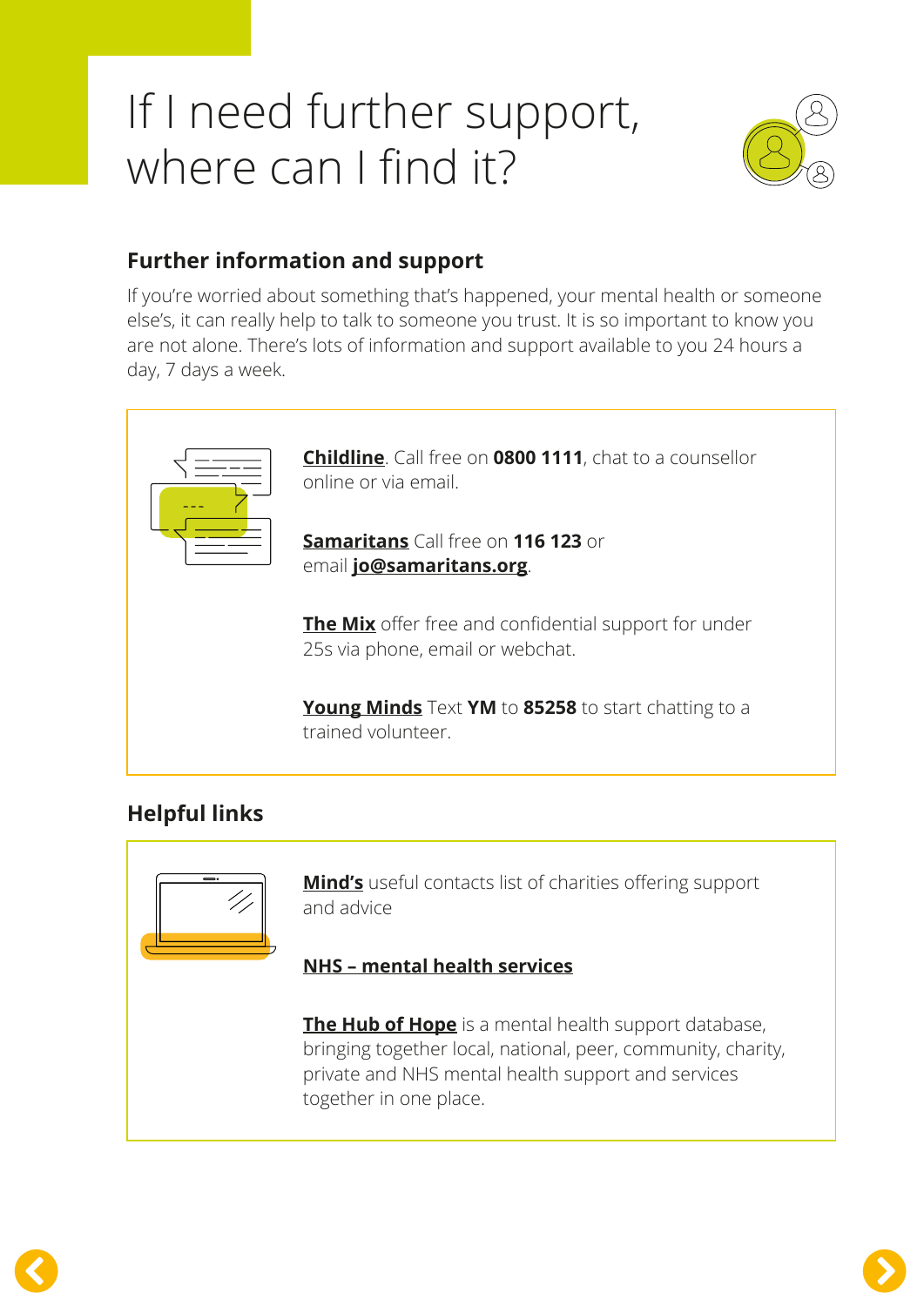# If I need further support, where can I find it?

## Further information and support

If you're worried about something that's happened, your mental health or someone else's, it can really help to talk to someone you trust. It is so important to know you are not alone. There's lots of information and support available to you 24 hours a day, 7 days a week.

**Childline**. Call free on **0800 1111**, chat to a counsellor online or via email.

**Samaritans** Call free on **116 123** or email **jo@samaritans.org**.

**The Mix** offer free and confidential support for under 25s via phone, email or webchat.

**Young Minds** Text **YM** to **85258** to start chatting to a trained volunteer.

## Helpful links

**Mind's** useful contacts list of charities offering support and advice

**NHS – mental health services**

**The Hub of Hope** is a mental health support database, bringing together local, national, peer, community, charity, private and NHS mental health support and services together in one place.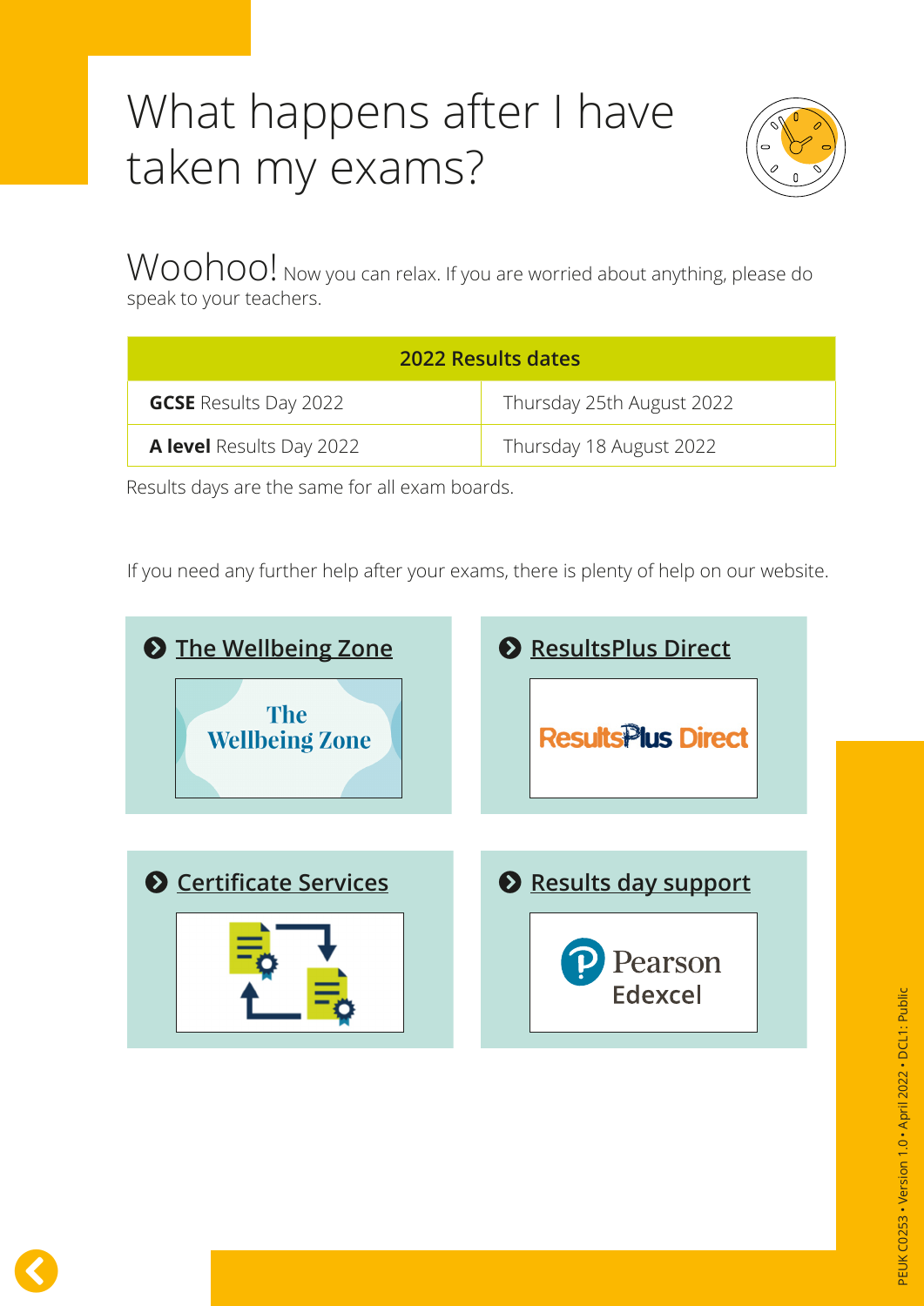# What happens after I have taken my exams?

Woohoo! Now you can relax. If you are worried about anything, please do speak to your teachers.

| 2022 Results dates | |
|---|---|
| **GCSE** Results Day 2022 | Thursday 25th August 2022 |
| **A level** Results Day 2022 | Thursday 18 August 2022 |

Results days are the same for all exam boards.

If you need any further help after your exams, there is plenty of help on our website.

- The Wellbeing Zone
- ResultsPlus Direct
- Certificate Services
- Results day support

PEUK C0253 • Version 1.0 • April 2022 • DCL1: Public